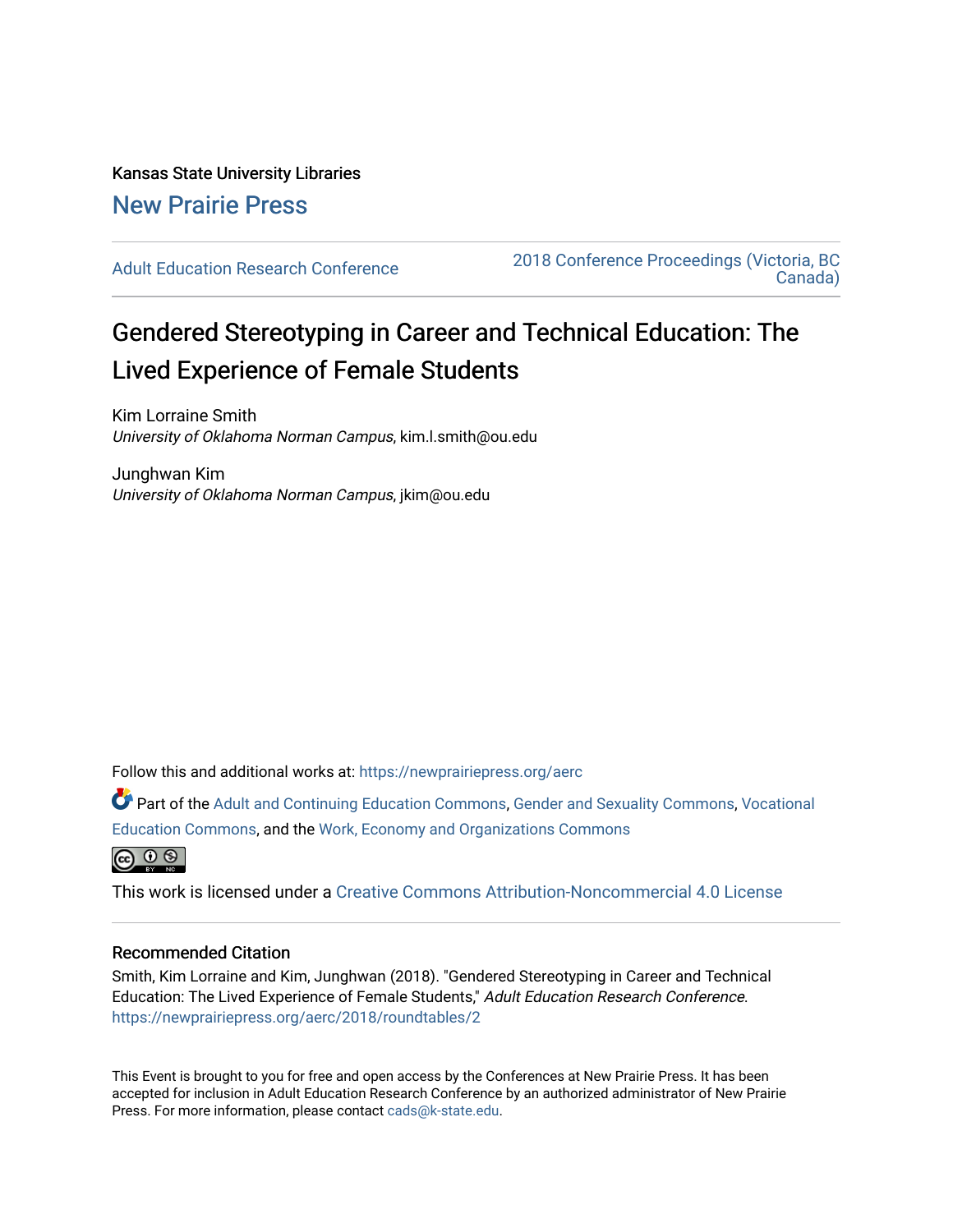Kansas State University Libraries

New Prairie Press

Adult Education Research Conference

2018 Conference Proceedings (Victoria, BC Canada)

# Gendered Stereotyping in Career and Technical Education: The Lived Experience of Female Students

Kim Lorraine Smith
*University of Oklahoma Norman Campus*, kim.l.smith@ou.edu

Junghwan Kim
*University of Oklahoma Norman Campus*, jkim@ou.edu

Follow this and additional works at: https://newprairiepress.org/aerc

Part of the Adult and Continuing Education Commons, Gender and Sexuality Commons, Vocational Education Commons, and the Work, Economy and Organizations Commons

This work is licensed under a Creative Commons Attribution-Noncommercial 4.0 License

## Recommended Citation

Smith, Kim Lorraine and Kim, Junghwan (2018). "Gendered Stereotyping in Career and Technical Education: The Lived Experience of Female Students," *Adult Education Research Conference*. https://newprairiepress.org/aerc/2018/roundtables/2

This Event is brought to you for free and open access by the Conferences at New Prairie Press. It has been accepted for inclusion in Adult Education Research Conference by an authorized administrator of New Prairie Press. For more information, please contact cads@k-state.edu.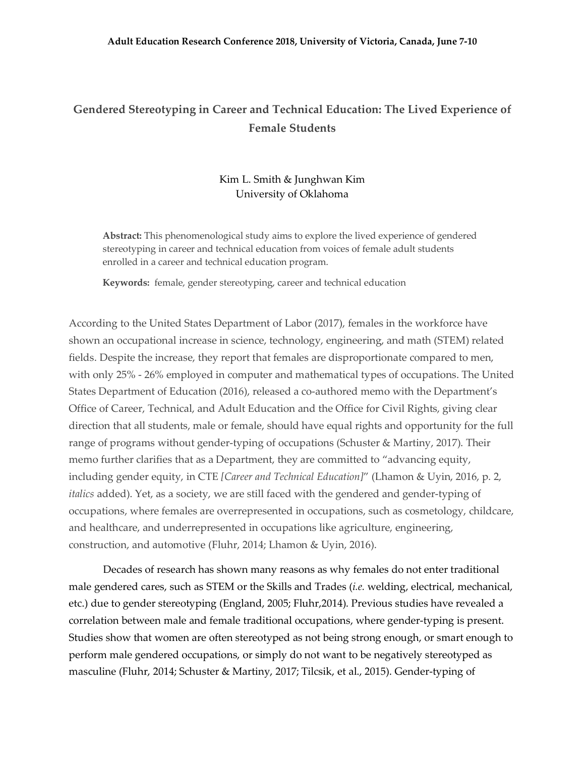Adult Education Research Conference 2018, University of Victoria, Canada, June 7-10

# Gendered Stereotyping in Career and Technical Education: The Lived Experience of Female Students

Kim L. Smith & Junghwan Kim
University of Oklahoma

**Abstract:** This phenomenological study aims to explore the lived experience of gendered stereotyping in career and technical education from voices of female adult students enrolled in a career and technical education program.

**Keywords:** female, gender stereotyping, career and technical education

According to the United States Department of Labor (2017), females in the workforce have shown an occupational increase in science, technology, engineering, and math (STEM) related fields. Despite the increase, they report that females are disproportionate compared to men, with only 25% - 26% employed in computer and mathematical types of occupations. The United States Department of Education (2016), released a co-authored memo with the Department's Office of Career, Technical, and Adult Education and the Office for Civil Rights, giving clear direction that all students, male or female, should have equal rights and opportunity for the full range of programs without gender-typing of occupations (Schuster & Martiny, 2017). Their memo further clarifies that as a Department, they are committed to "advancing equity, including gender equity, in CTE *[Career and Technical Education]*" (Lhamon & Uyin, 2016, p. 2, *italics* added). Yet, as a society, we are still faced with the gendered and gender-typing of occupations, where females are overrepresented in occupations, such as cosmetology, childcare, and healthcare, and underrepresented in occupations like agriculture, engineering, construction, and automotive (Fluhr, 2014; Lhamon & Uyin, 2016).

Decades of research has shown many reasons as why females do not enter traditional male gendered cares, such as STEM or the Skills and Trades (*i.e.* welding, electrical, mechanical, etc.) due to gender stereotyping (England, 2005; Fluhr,2014). Previous studies have revealed a correlation between male and female traditional occupations, where gender-typing is present. Studies show that women are often stereotyped as not being strong enough, or smart enough to perform male gendered occupations, or simply do not want to be negatively stereotyped as masculine (Fluhr, 2014; Schuster & Martiny, 2017; Tilcsik, et al., 2015). Gender-typing of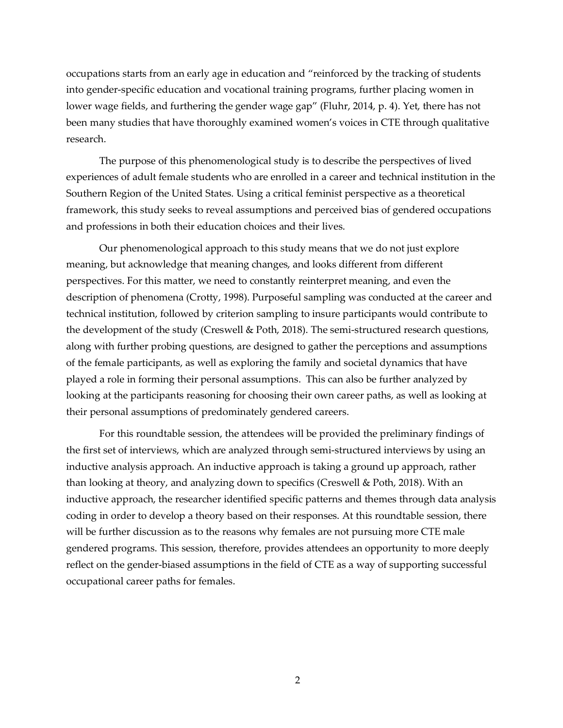occupations starts from an early age in education and "reinforced by the tracking of students into gender-specific education and vocational training programs, further placing women in lower wage fields, and furthering the gender wage gap" (Fluhr, 2014, p. 4). Yet, there has not been many studies that have thoroughly examined women's voices in CTE through qualitative research.

The purpose of this phenomenological study is to describe the perspectives of lived experiences of adult female students who are enrolled in a career and technical institution in the Southern Region of the United States. Using a critical feminist perspective as a theoretical framework, this study seeks to reveal assumptions and perceived bias of gendered occupations and professions in both their education choices and their lives.

Our phenomenological approach to this study means that we do not just explore meaning, but acknowledge that meaning changes, and looks different from different perspectives. For this matter, we need to constantly reinterpret meaning, and even the description of phenomena (Crotty, 1998). Purposeful sampling was conducted at the career and technical institution, followed by criterion sampling to insure participants would contribute to the development of the study (Creswell & Poth, 2018). The semi-structured research questions, along with further probing questions, are designed to gather the perceptions and assumptions of the female participants, as well as exploring the family and societal dynamics that have played a role in forming their personal assumptions. This can also be further analyzed by looking at the participants reasoning for choosing their own career paths, as well as looking at their personal assumptions of predominately gendered careers.

For this roundtable session, the attendees will be provided the preliminary findings of the first set of interviews, which are analyzed through semi-structured interviews by using an inductive analysis approach. An inductive approach is taking a ground up approach, rather than looking at theory, and analyzing down to specifics (Creswell & Poth, 2018). With an inductive approach, the researcher identified specific patterns and themes through data analysis coding in order to develop a theory based on their responses. At this roundtable session, there will be further discussion as to the reasons why females are not pursuing more CTE male gendered programs. This session, therefore, provides attendees an opportunity to more deeply reflect on the gender-biased assumptions in the field of CTE as a way of supporting successful occupational career paths for females.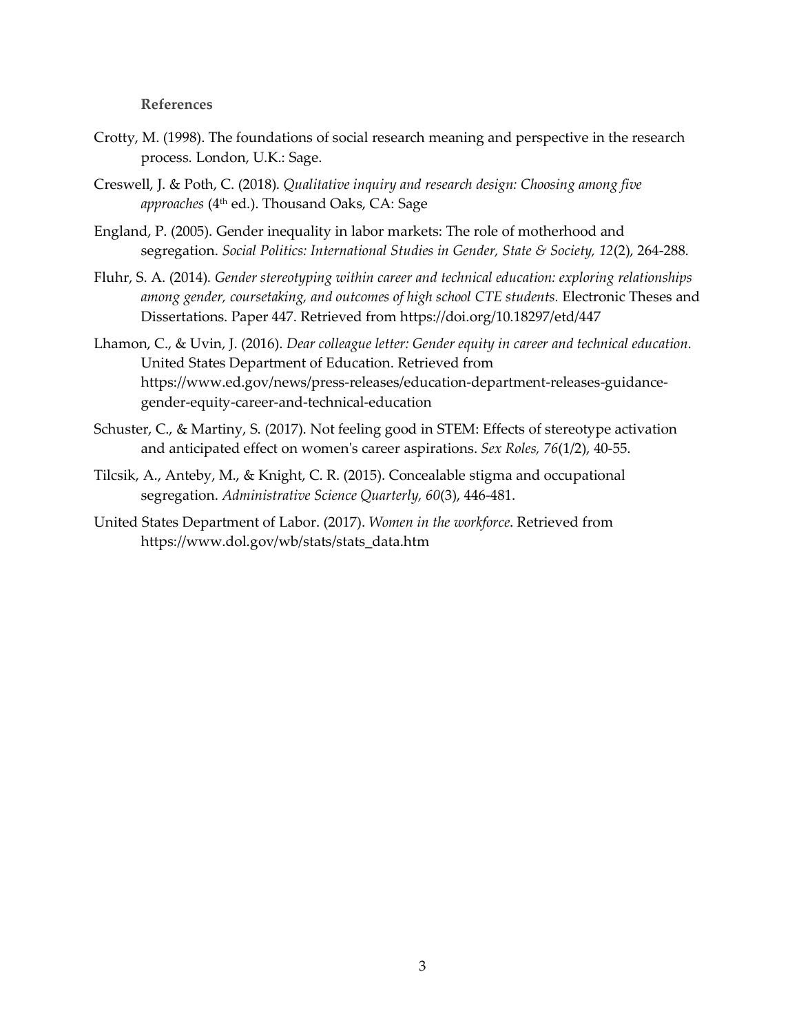**References**

Crotty, M. (1998). The foundations of social research meaning and perspective in the research process. London, U.K.: Sage.

Creswell, J. & Poth, C. (2018). *Qualitative inquiry and research design: Choosing among five approaches* (4th ed.). Thousand Oaks, CA: Sage

England, P. (2005). Gender inequality in labor markets: The role of motherhood and segregation. *Social Politics: International Studies in Gender, State & Society, 12*(2), 264-288.

Fluhr, S. A. (2014). *Gender stereotyping within career and technical education: exploring relationships among gender, coursetaking, and outcomes of high school CTE students.* Electronic Theses and Dissertations. Paper 447. Retrieved from https://doi.org/10.18297/etd/447

Lhamon, C., & Uvin, J. (2016). *Dear colleague letter: Gender equity in career and technical education.* United States Department of Education. Retrieved from https://www.ed.gov/news/press-releases/education-department-releases-guidance-gender-equity-career-and-technical-education

Schuster, C., & Martiny, S. (2017). Not feeling good in STEM: Effects of stereotype activation and anticipated effect on women's career aspirations. *Sex Roles, 76*(1/2), 40-55.

Tilcsik, A., Anteby, M., & Knight, C. R. (2015). Concealable stigma and occupational segregation. *Administrative Science Quarterly, 60*(3), 446-481.

United States Department of Labor. (2017). *Women in the workforce*. Retrieved from https://www.dol.gov/wb/stats/stats_data.htm